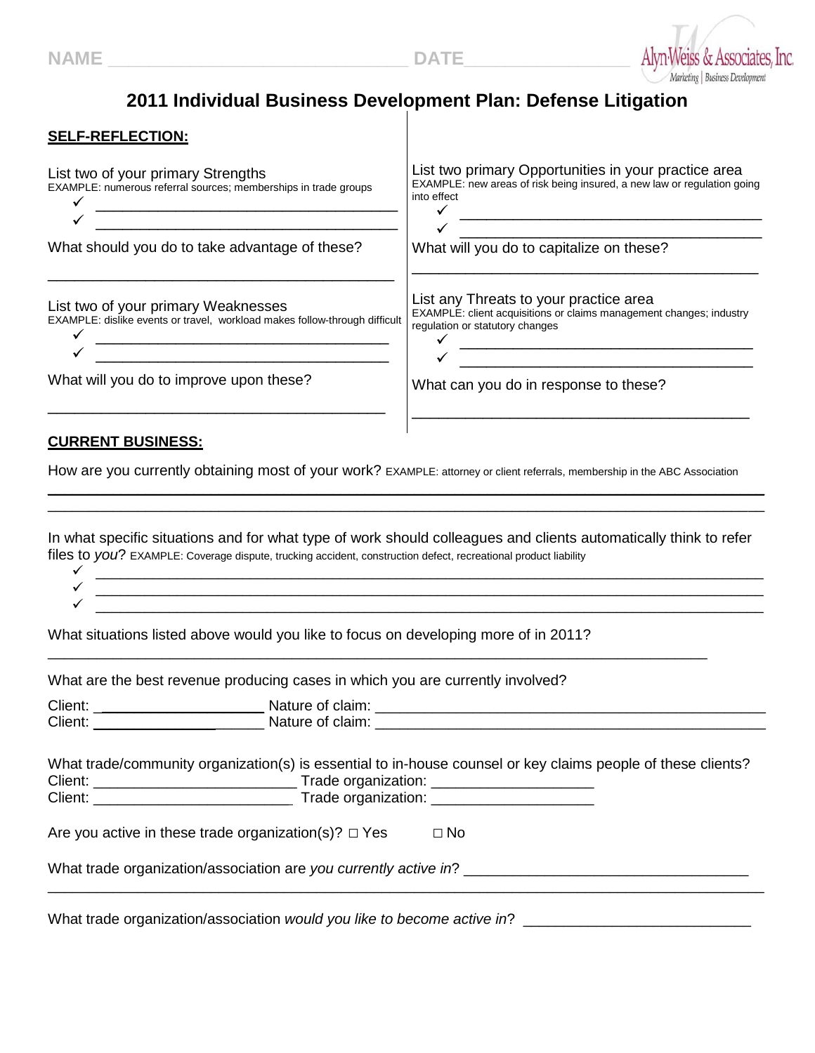NAME ______________________________ DATE________________

Alyn-Weiss & Associates, Inc.
Marketing | Business Development

# 2011 Individual Business Development Plan: Defense Litigation

**SELF-REFLECTION:**

List two of your primary Strengths
EXAMPLE: numerous referral sources; memberships in trade groups

- ✓ ______________________________________
- ✓ ______________________________________

What should you do to take advantage of these?

__________________________________________

List two of your primary Weaknesses
EXAMPLE: dislike events or travel, workload makes follow-through difficult

- ✓ ______________________________________
- ✓ ______________________________________

What will you do to improve upon these?

__________________________________________

List two primary Opportunities in your practice area
EXAMPLE: new areas of risk being insured, a new law or regulation going into effect

- ✓ ______________________________________
- ✓ ______________________________________

What will you do to capitalize on these?

__________________________________________

List any Threats to your practice area
EXAMPLE: client acquisitions or claims management changes; industry regulation or statutory changes

- ✓ ______________________________________
- ✓ ______________________________________

What can you do in response to these?

__________________________________________

**CURRENT BUSINESS:**

How are you currently obtaining most of your work? EXAMPLE: attorney or client referrals, membership in the ABC Association

______________________________________________________________________________

______________________________________________________________________________

In what specific situations and for what type of work should colleagues and clients automatically think to refer files to *you*? EXAMPLE: Coverage dispute, trucking accident, construction defect, recreational product liability

- ✓ ______________________________________________________________________
- ✓ ______________________________________________________________________
- ✓ ______________________________________________________________________

What situations listed above would you like to focus on developing more of in 2011?

______________________________________________________________________________

What are the best revenue producing cases in which you are currently involved?

Client: ____________________ Nature of claim: ______________________________________
Client: ____________________ Nature of claim: ______________________________________

What trade/community organization(s) is essential to in-house counsel or key claims people of these clients?
Client: ________________________ Trade organization: ____________________
Client: ________________________ Trade organization: ____________________

Are you active in these trade organization(s)? □ Yes □ No

What trade organization/association are *you currently active in*? ______________________________

______________________________________________________________________________

What trade organization/association *would you like to become active in*? ___________________________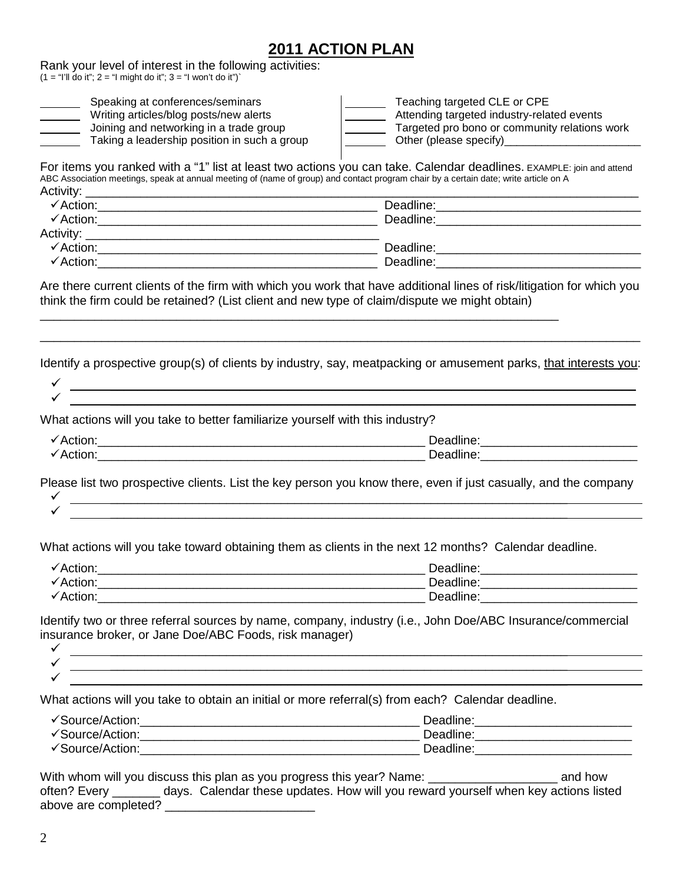# 2011 ACTION PLAN

Rank your level of interest in the following activities:
(1 = "I'll do it"; 2 = "I might do it"; 3 = "I won't do it")`

- _______ Speaking at conferences/seminars
- _______ Writing articles/blog posts/new alerts
- _______ Joining and networking in a trade group
- _______ Taking a leadership position in such a group
- _______ Teaching targeted CLE or CPE
- _______ Attending targeted industry-related events
- _______ Targeted pro bono or community relations work
- _______ Other (please specify)______________________

For items you ranked with a "1" list at least two actions you can take. Calendar deadlines. EXAMPLE: join and attend ABC Association meetings, speak at annual meeting of (name of group) and contact program chair by a certain date; write article on A

Activity: ____________________________________________________________________________________

- ✓Action:__________________________________________ Deadline:______________________________
- ✓Action:__________________________________________ Deadline:______________________________

Activity: ____________________________________________

- ✓Action:__________________________________________ Deadline:______________________________
- ✓Action:__________________________________________ Deadline:______________________________

Are there current clients of the firm with which you work that have additional lines of risk/litigation for which you think the firm could be retained? (List client and new type of claim/dispute we might obtain)

______________________________________________________________________________

_____________________________________________________________________________________________

Identify a prospective group(s) of clients by industry, say, meatpacking or amusement parks, <u>that interests you</u>:

- ✓ ______________________________________________________________________________
- ✓ ______________________________________________________________________________

What actions will you take to better familiarize yourself with this industry?

- ✓Action:_________________________________________________ Deadline:_______________________
- ✓Action:_________________________________________________ Deadline:_______________________

Please list two prospective clients. List the key person you know there, even if just casually, and the company

- ✓ ______________________________________________________________________________
- ✓ ______________________________________________________________________________

What actions will you take toward obtaining them as clients in the next 12 months? Calendar deadline.

- ✓Action:_________________________________________________ Deadline:_______________________
- ✓Action:_________________________________________________ Deadline:_______________________
- ✓Action:_________________________________________________ Deadline:_______________________

Identify two or three referral sources by name, company, industry (i.e., John Doe/ABC Insurance/commercial insurance broker, or Jane Doe/ABC Foods, risk manager)

- ✓ ______________________________________________________________________________
- ✓ ______________________________________________________________________________
- ✓ ______________________________________________________________________________

What actions will you take to obtain an initial or more referral(s) from each? Calendar deadline.

- ✓Source/Action:__________________________________________ Deadline:_______________________
- ✓Source/Action:__________________________________________ Deadline:_______________________
- ✓Source/Action:__________________________________________ Deadline:_______________________

With whom will you discuss this plan as you progress this year? Name: ___________________ and how often? Every _______ days. Calendar these updates. How will you reward yourself when key actions listed above are completed? ______________________